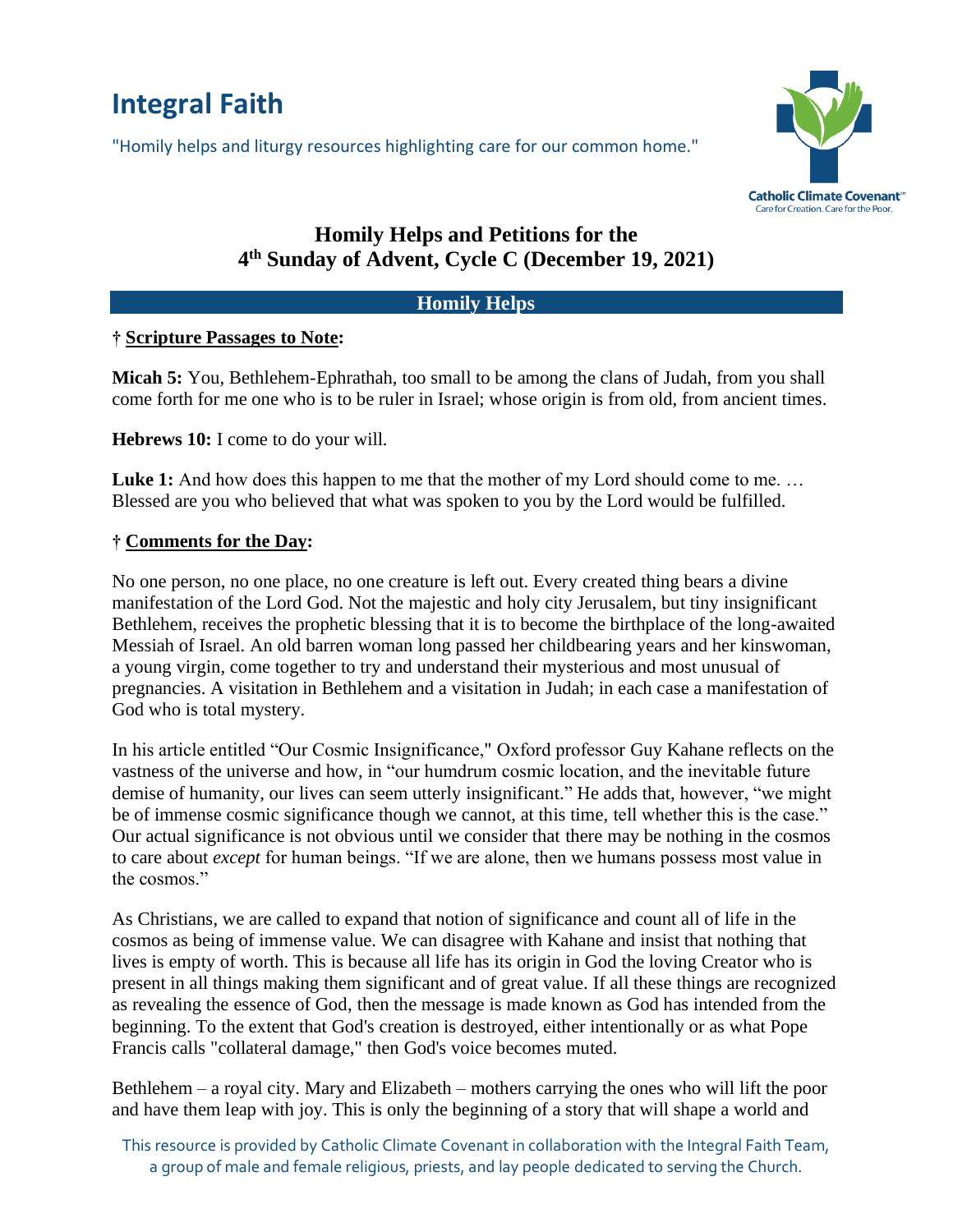# Integral Faith

"Homily helps and liturgy resources highlighting care for our common home."

Catholic Climate Covenant
Care for Creation. Care for the Poor.

## Homily Helps and Petitions for the 4th Sunday of Advent, Cycle C (December 19, 2021)

### Homily Helps

**† Scripture Passages to Note:**

**Micah 5:** You, Bethlehem-Ephrathah, too small to be among the clans of Judah, from you shall come forth for me one who is to be ruler in Israel; whose origin is from old, from ancient times.

**Hebrews 10:** I come to do your will.

**Luke 1:** And how does this happen to me that the mother of my Lord should come to me. … Blessed are you who believed that what was spoken to you by the Lord would be fulfilled.

**† Comments for the Day:**

No one person, no one place, no one creature is left out. Every created thing bears a divine manifestation of the Lord God. Not the majestic and holy city Jerusalem, but tiny insignificant Bethlehem, receives the prophetic blessing that it is to become the birthplace of the long-awaited Messiah of Israel. An old barren woman long passed her childbearing years and her kinswoman, a young virgin, come together to try and understand their mysterious and most unusual of pregnancies. A visitation in Bethlehem and a visitation in Judah; in each case a manifestation of God who is total mystery.

In his article entitled "Our Cosmic Insignificance," Oxford professor Guy Kahane reflects on the vastness of the universe and how, in "our humdrum cosmic location, and the inevitable future demise of humanity, our lives can seem utterly insignificant." He adds that, however, "we might be of immense cosmic significance though we cannot, at this time, tell whether this is the case." Our actual significance is not obvious until we consider that there may be nothing in the cosmos to care about *except* for human beings. "If we are alone, then we humans possess most value in the cosmos."

As Christians, we are called to expand that notion of significance and count all of life in the cosmos as being of immense value. We can disagree with Kahane and insist that nothing that lives is empty of worth. This is because all life has its origin in God the loving Creator who is present in all things making them significant and of great value. If all these things are recognized as revealing the essence of God, then the message is made known as God has intended from the beginning. To the extent that God's creation is destroyed, either intentionally or as what Pope Francis calls "collateral damage," then God's voice becomes muted.

Bethlehem – a royal city. Mary and Elizabeth – mothers carrying the ones who will lift the poor and have them leap with joy. This is only the beginning of a story that will shape a world and

This resource is provided by Catholic Climate Covenant in collaboration with the Integral Faith Team, a group of male and female religious, priests, and lay people dedicated to serving the Church.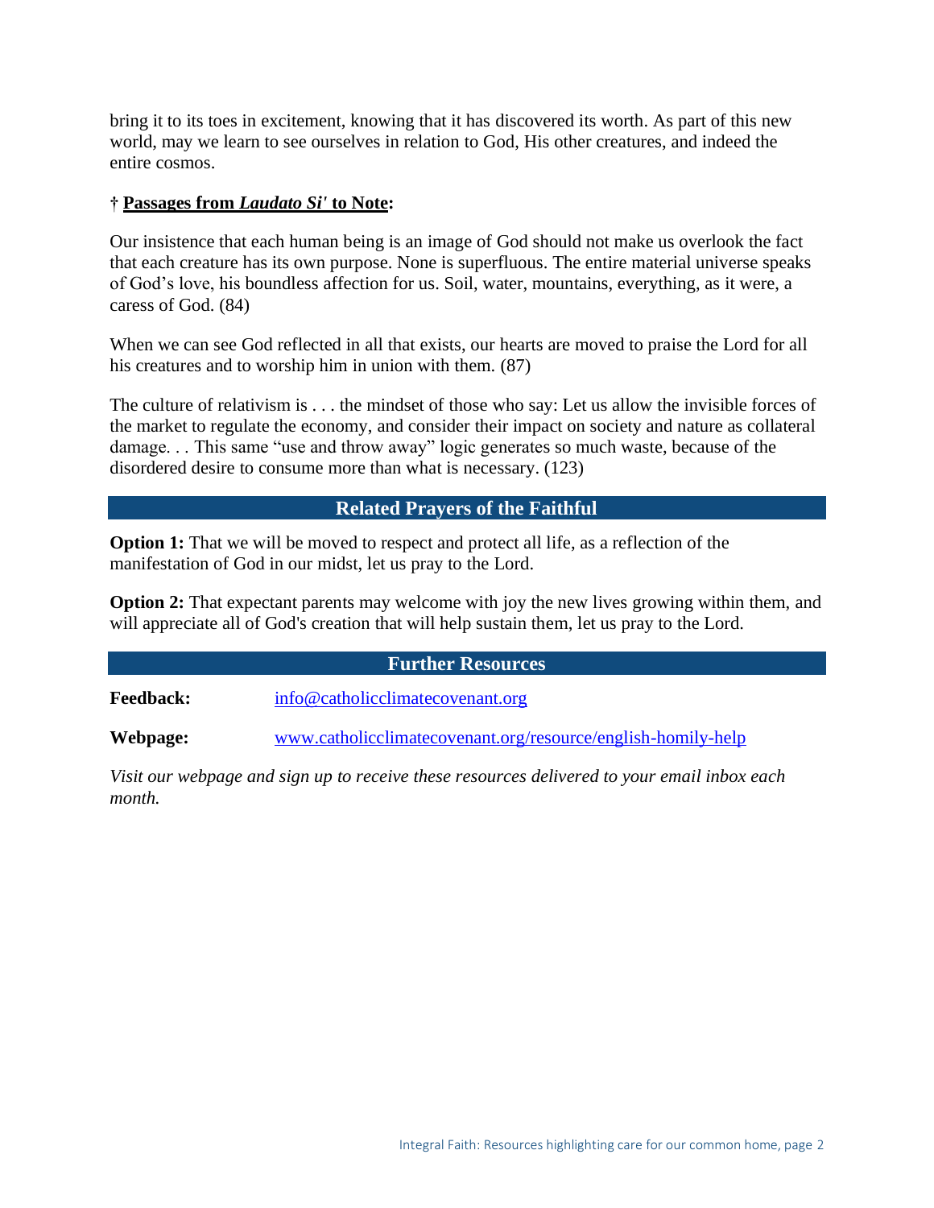bring it to its toes in excitement, knowing that it has discovered its worth. As part of this new world, may we learn to see ourselves in relation to God, His other creatures, and indeed the entire cosmos.

**† Passages from *Laudato Si'* to Note:**

Our insistence that each human being is an image of God should not make us overlook the fact that each creature has its own purpose. None is superfluous. The entire material universe speaks of God's love, his boundless affection for us. Soil, water, mountains, everything, as it were, a caress of God. (84)

When we can see God reflected in all that exists, our hearts are moved to praise the Lord for all his creatures and to worship him in union with them. (87)

The culture of relativism is . . . the mindset of those who say: Let us allow the invisible forces of the market to regulate the economy, and consider their impact on society and nature as collateral damage. . . This same "use and throw away" logic generates so much waste, because of the disordered desire to consume more than what is necessary. (123)

## Related Prayers of the Faithful

**Option 1:** That we will be moved to respect and protect all life, as a reflection of the manifestation of God in our midst, let us pray to the Lord.

**Option 2:** That expectant parents may welcome with joy the new lives growing within them, and will appreciate all of God's creation that will help sustain them, let us pray to the Lord.

## Further Resources

**Feedback:** info@catholicclimatecovenant.org

**Webpage:** www.catholicclimatecovenant.org/resource/english-homily-help

*Visit our webpage and sign up to receive these resources delivered to your email inbox each month.*